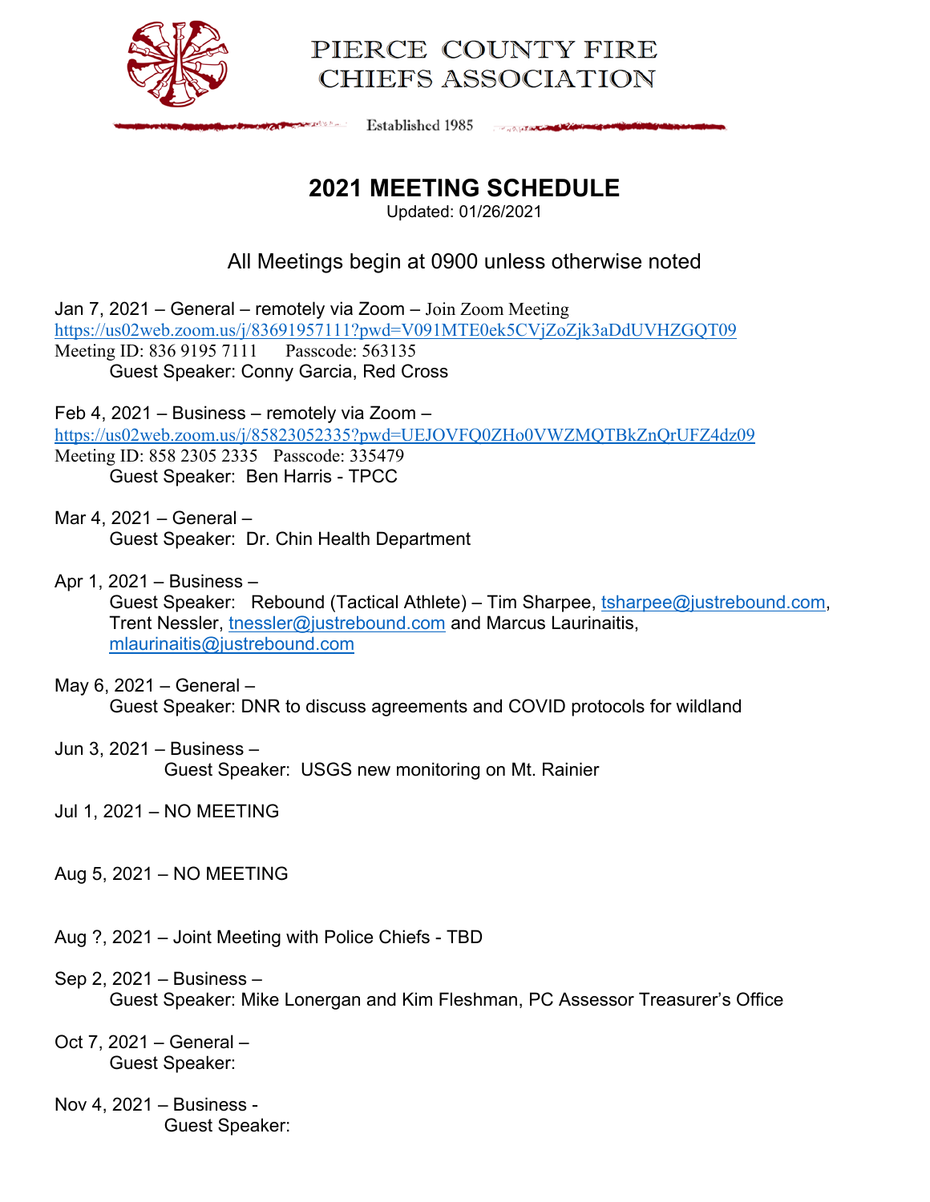# PIERCE COUNTY FIRE CHIEFS ASSOCIATION

Established 1985

## 2021 MEETING SCHEDULE

Updated: 01/26/2021

All Meetings begin at 0900 unless otherwise noted

Jan 7, 2021 – General – remotely via Zoom – Join Zoom Meeting
https://us02web.zoom.us/j/83691957111?pwd=V091MTE0ek5CVjZoZjk3aDdUVHZGQT09
Meeting ID: 836 9195 7111 Passcode: 563135

Guest Speaker: Conny Garcia, Red Cross

Feb 4, 2021 – Business – remotely via Zoom –
https://us02web.zoom.us/j/85823052335?pwd=UEJOVFQ0ZHo0VWZMQTBkZnQrUFZ4dz09
Meeting ID: 858 2305 2335 Passcode: 335479

Guest Speaker: Ben Harris - TPCC

Mar 4, 2021 – General –

Guest Speaker: Dr. Chin Health Department

Apr 1, 2021 – Business –

Guest Speaker: Rebound (Tactical Athlete) – Tim Sharpee, tsharpee@justrebound.com, Trent Nessler, tnessler@justrebound.com and Marcus Laurinaitis, mlaurinaitis@justrebound.com

May 6, 2021 – General –

Guest Speaker: DNR to discuss agreements and COVID protocols for wildland

Jun 3, 2021 – Business –

Guest Speaker: USGS new monitoring on Mt. Rainier

Jul 1, 2021 – NO MEETING

Aug 5, 2021 – NO MEETING

Aug ?, 2021 – Joint Meeting with Police Chiefs - TBD

Sep 2, 2021 – Business –

Guest Speaker: Mike Lonergan and Kim Fleshman, PC Assessor Treasurer's Office

Oct 7, 2021 – General –

Guest Speaker:

Nov 4, 2021 – Business -

Guest Speaker: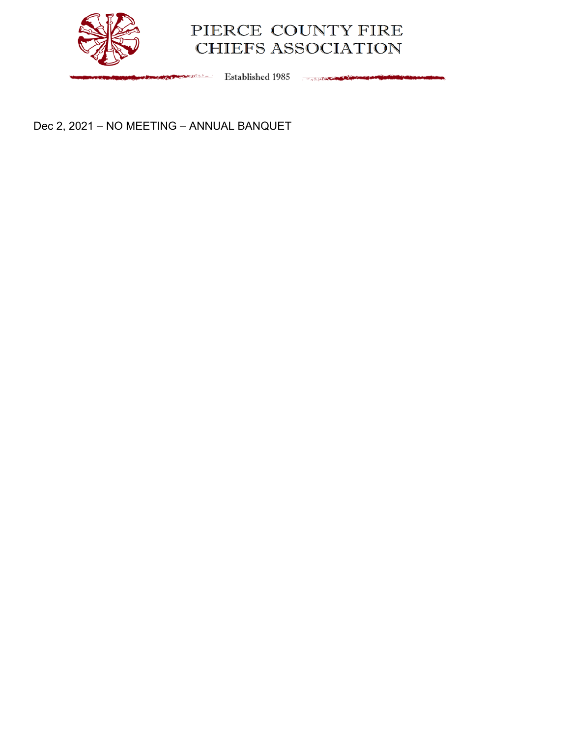# PIERCE COUNTY FIRE CHIEFS ASSOCIATION

Established 1985

Dec 2, 2021 – NO MEETING – ANNUAL BANQUET